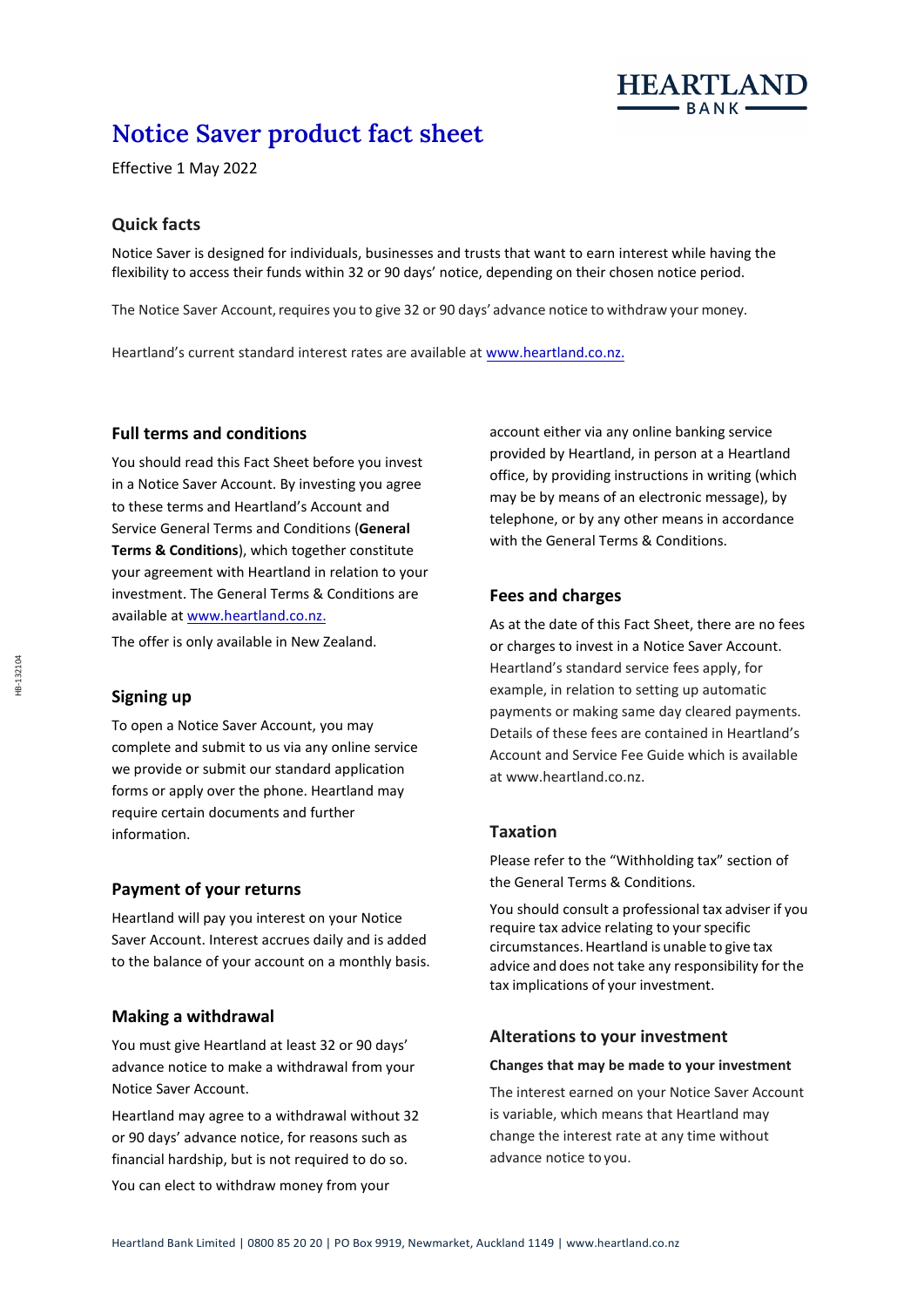# Notice Saver product fact sheet

Effective 1 May 2022

## Quick facts

Notice Saver is designed for individuals, businesses and trusts that want to earn interest while having the flexibility to access their funds within 32 or 90 days' notice, depending on their chosen notice period.

The Notice Saver Account, requires you to give 32 or 90 days' advance notice to withdraw your money.

Heartland's current standard interest rates are available at www.heartland.co.nz.

## Full terms and conditions

You should read this Fact Sheet before you invest in a Notice Saver Account. By investing you agree to these terms and Heartland's Account and Service General Terms and Conditions (**General Terms & Conditions**), which together constitute your agreement with Heartland in relation to your investment. The General Terms & Conditions are available at www.heartland.co.nz.

The offer is only available in New Zealand.

## Signing up

To open a Notice Saver Account, you may complete and submit to us via any online service we provide or submit our standard application forms or apply over the phone. Heartland may require certain documents and further information.

## Payment of your returns

Heartland will pay you interest on your Notice Saver Account. Interest accrues daily and is added to the balance of your account on a monthly basis.

## Making a withdrawal

You must give Heartland at least 32 or 90 days' advance notice to make a withdrawal from your Notice Saver Account.

Heartland may agree to a withdrawal without 32 or 90 days' advance notice, for reasons such as financial hardship, but is not required to do so.

You can elect to withdraw money from your account either via any online banking service provided by Heartland, in person at a Heartland office, by providing instructions in writing (which may be by means of an electronic message), by telephone, or by any other means in accordance with the General Terms & Conditions.

## Fees and charges

As at the date of this Fact Sheet, there are no fees or charges to invest in a Notice Saver Account. Heartland's standard service fees apply, for example, in relation to setting up automatic payments or making same day cleared payments. Details of these fees are contained in Heartland's Account and Service Fee Guide which is available at www.heartland.co.nz.

## Taxation

Please refer to the "Withholding tax" section of the General Terms & Conditions.

You should consult a professional tax adviser if you require tax advice relating to your specific circumstances. Heartland is unable to give tax advice and does not take any responsibility for the tax implications of your investment.

## Alterations to your investment

### Changes that may be made to your investment

The interest earned on your Notice Saver Account is variable, which means that Heartland may change the interest rate at any time without advance notice to you.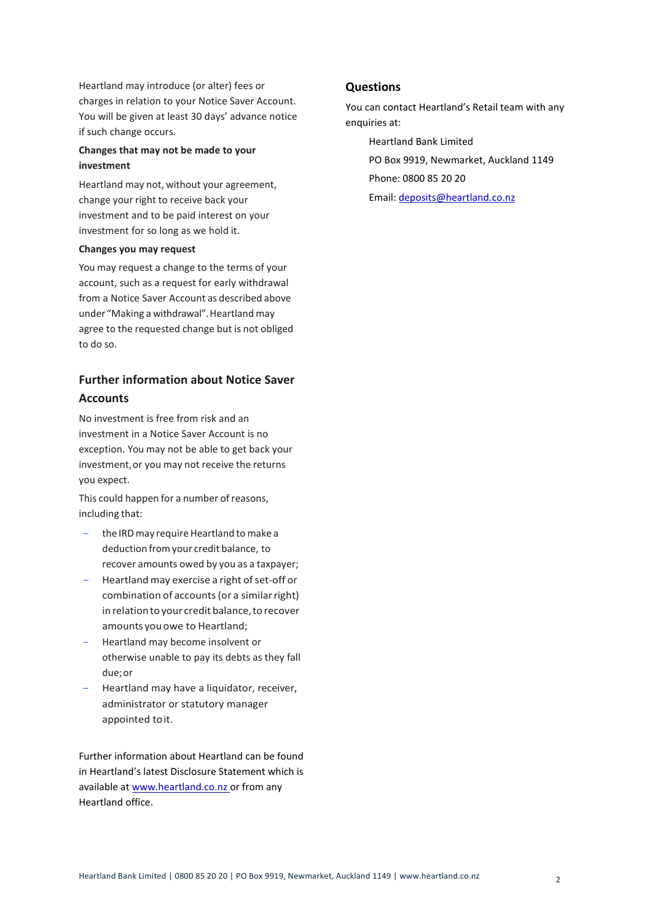Heartland may introduce (or alter) fees or charges in relation to your Notice Saver Account. You will be given at least 30 days' advance notice if such change occurs.

**Changes that may not be made to your investment**

Heartland may not, without your agreement, change your right to receive back your investment and to be paid interest on your investment for so long as we hold it.

**Changes you may request**

You may request a change to the terms of your account, such as a request for early withdrawal from a Notice Saver Account as described above under "Making a withdrawal". Heartland may agree to the requested change but is not obliged to do so.

## Further information about Notice Saver Accounts

No investment is free from risk and an investment in a Notice Saver Account is no exception. You may not be able to get back your investment, or you may not receive the returns you expect.

This could happen for a number of reasons, including that:

- the IRD may require Heartland to make a deduction from your credit balance, to recover amounts owed by you as a taxpayer;
- Heartland may exercise a right of set-off or combination of accounts (or a similar right) in relation to your credit balance, to recover amounts you owe to Heartland;
- Heartland may become insolvent or otherwise unable to pay its debts as they fall due; or
- Heartland may have a liquidator, receiver, administrator or statutory manager appointed to it.

Further information about Heartland can be found in Heartland's latest Disclosure Statement which is available at www.heartland.co.nz or from any Heartland office.

## Questions

You can contact Heartland's Retail team with any enquiries at:

Heartland Bank Limited
PO Box 9919, Newmarket, Auckland 1149
Phone: 0800 85 20 20
Email: deposits@heartland.co.nz